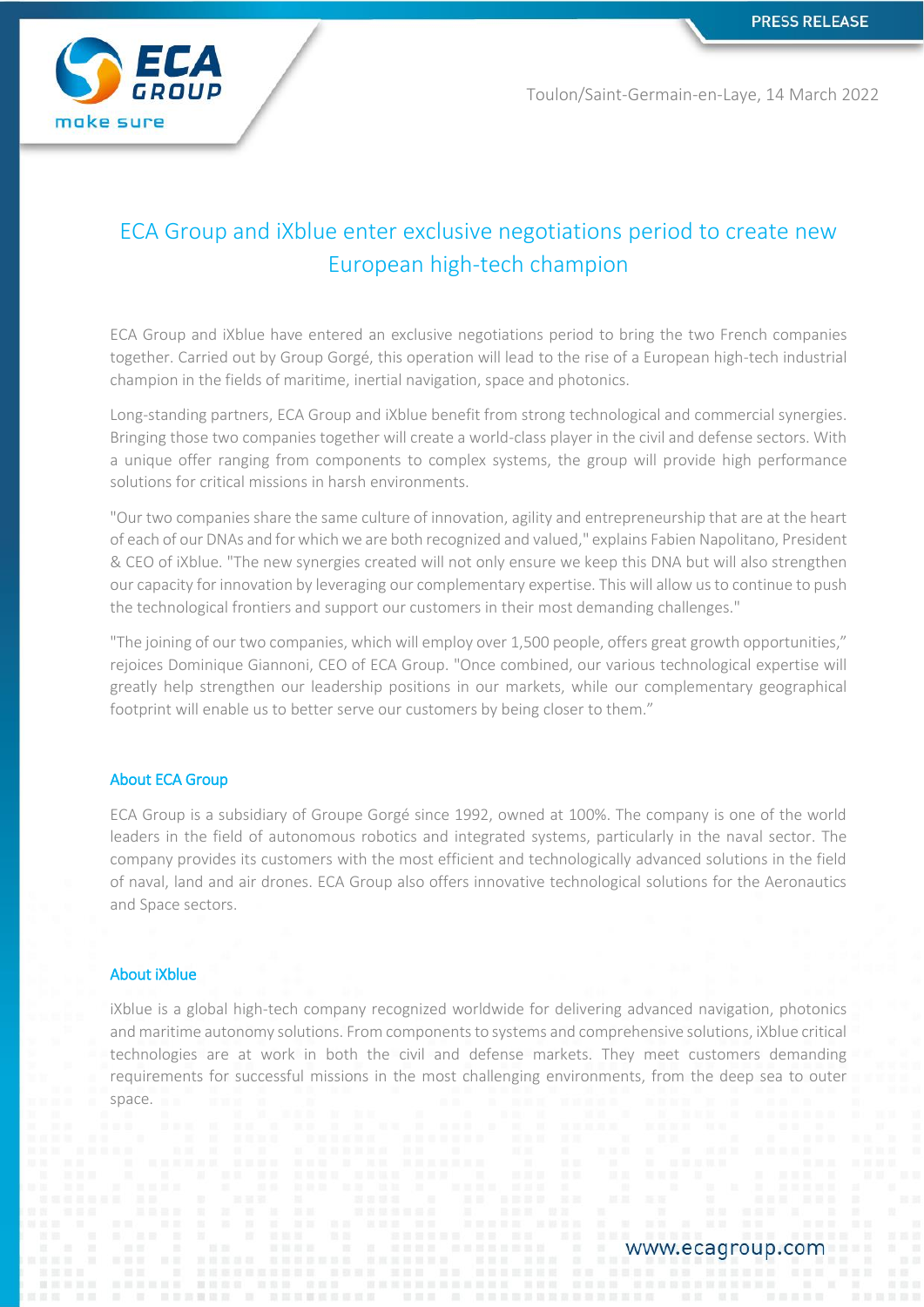PRESS RELEASE

Toulon/Saint-Germain-en-Laye, 14 March 2022

# ECA Group and iXblue enter exclusive negotiations period to create new European high-tech champion

ECA Group and iXblue have entered an exclusive negotiations period to bring the two French companies together. Carried out by Group Gorgé, this operation will lead to the rise of a European high-tech industrial champion in the fields of maritime, inertial navigation, space and photonics.

Long-standing partners, ECA Group and iXblue benefit from strong technological and commercial synergies. Bringing those two companies together will create a world-class player in the civil and defense sectors. With a unique offer ranging from components to complex systems, the group will provide high performance solutions for critical missions in harsh environments.

"Our two companies share the same culture of innovation, agility and entrepreneurship that are at the heart of each of our DNAs and for which we are both recognized and valued," explains Fabien Napolitano, President & CEO of iXblue. "The new synergies created will not only ensure we keep this DNA but will also strengthen our capacity for innovation by leveraging our complementary expertise. This will allow us to continue to push the technological frontiers and support our customers in their most demanding challenges."

"The joining of our two companies, which will employ over 1,500 people, offers great growth opportunities," rejoices Dominique Giannoni, CEO of ECA Group. "Once combined, our various technological expertise will greatly help strengthen our leadership positions in our markets, while our complementary geographical footprint will enable us to better serve our customers by being closer to them."

## About ECA Group

ECA Group is a subsidiary of Groupe Gorgé since 1992, owned at 100%. The company is one of the world leaders in the field of autonomous robotics and integrated systems, particularly in the naval sector. The company provides its customers with the most efficient and technologically advanced solutions in the field of naval, land and air drones. ECA Group also offers innovative technological solutions for the Aeronautics and Space sectors.

## About iXblue

iXblue is a global high-tech company recognized worldwide for delivering advanced navigation, photonics and maritime autonomy solutions. From components to systems and comprehensive solutions, iXblue critical technologies are at work in both the civil and defense markets. They meet customers demanding requirements for successful missions in the most challenging environments, from the deep sea to outer space.

www.ecagroup.com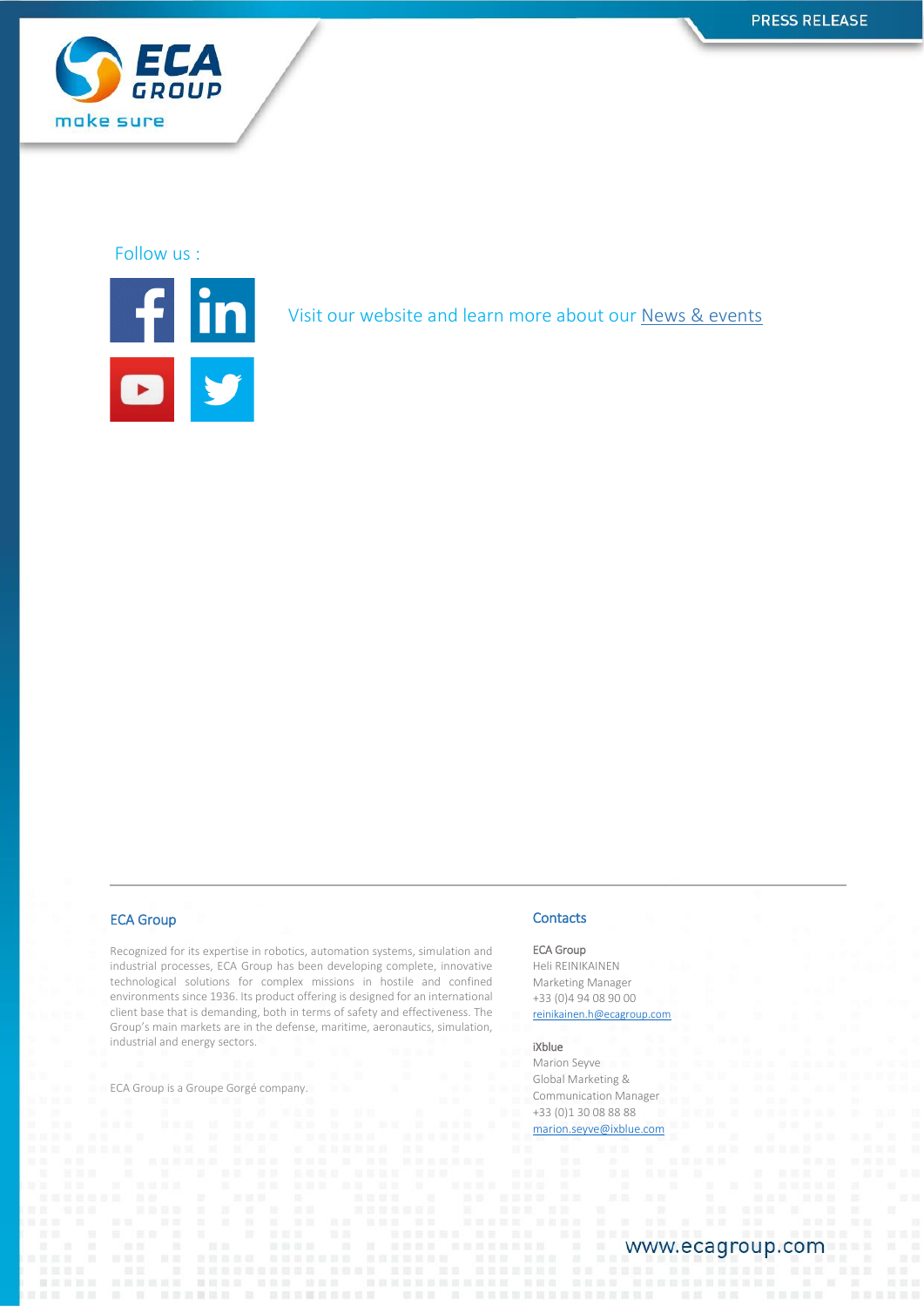Follow us :

Visit our website and learn more about our News & events

## ECA Group

Recognized for its expertise in robotics, automation systems, simulation and industrial processes, ECA Group has been developing complete, innovative technological solutions for complex missions in hostile and confined environments since 1936. Its product offering is designed for an international client base that is demanding, both in terms of safety and effectiveness. The Group's main markets are in the defense, maritime, aeronautics, simulation, industrial and energy sectors.

ECA Group is a Groupe Gorgé company.

## Contacts

ECA Group
Heli REINIKAINEN
Marketing Manager
+33 (0)4 94 08 90 00
reinikainen.h@ecagroup.com

iXblue
Marion Seyve
Global Marketing &
Communication Manager
+33 (0)1 30 08 88 88
marion.seyve@ixblue.com

www.ecagroup.com